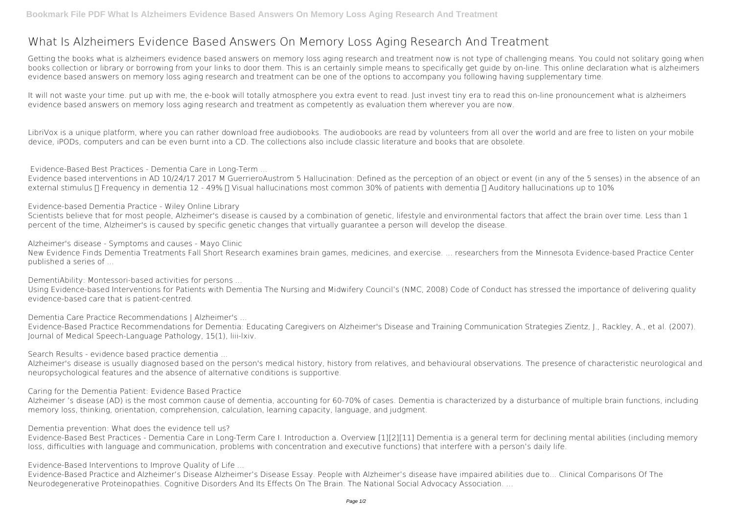# What Is Alzheimers Evidence Based Answers On Memory Loss Aging Research And Treatment

Getting the books what is alzheimers evidence based answers on memory loss aging research and treatment now is not type of challenging means. You could not solitary going when books collection or library or borrowing from your links to door them. This is an certainly simple means to specifically get guide by on-line. This online declaration what is alzheimers evidence based answers on memory loss aging research and treatment can be one of the options to accompany you following having supplementary time.

It will not waste your time. put up with me, the e-book will totally atmosphere you extra event to read. Just invest tiny era to read this on-line pronouncement what is alzheimers evidence based answers on memory loss aging research and treatment as competently as evaluation them wherever you are now.

LibriVox is a unique platform, where you can rather download free audiobooks. The audiobooks are read by volunteers from all over the world and are free to listen on your mobile device, iPODs, computers and can be even burnt into a CD. The collections also include classic literature and books that are obsolete.

**Evidence-Based Best Practices - Dementia Care in Long-Term ...**

Evidence based interventions in AD 10/24/17 2017 M GuerrieroAustrom 5 Hallucination: Defined as the perception of an object or event (in any of the 5 senses) in the absence of an external stimulus  Frequency in dementia 12 - 49%  Visual hallucinations most common 30% of patients with dementia  Auditory hallucinations up to 10%

**Evidence-based Dementia Practice - Wiley Online Library**

Scientists believe that for most people, Alzheimer's disease is caused by a combination of genetic, lifestyle and environmental factors that affect the brain over time. Less than 1 percent of the time, Alzheimer's is caused by specific genetic changes that virtually guarantee a person will develop the disease.

**Alzheimer's disease - Symptoms and causes - Mayo Clinic**

New Evidence Finds Dementia Treatments Fall Short Research examines brain games, medicines, and exercise. ... researchers from the Minnesota Evidence-based Practice Center published a series of ...

**DementiAbility: Montessori-based activities for persons ...**

Using Evidence-based Interventions for Patients with Dementia The Nursing and Midwifery Council's (NMC, 2008) Code of Conduct has stressed the importance of delivering quality evidence-based care that is patient-centred.

**Dementia Care Practice Recommendations | Alzheimer's ...**

Evidence-Based Practice Recommendations for Dementia: Educating Caregivers on Alzheimer's Disease and Training Communication Strategies Zientz, J., Rackley, A., et al. (2007). Journal of Medical Speech-Language Pathology, 15(1), liii-lxiv.

**Search Results - evidence based practice dementia ...**

Alzheimer's disease is usually diagnosed based on the person's medical history, history from relatives, and behavioural observations. The presence of characteristic neurological and neuropsychological features and the absence of alternative conditions is supportive.

**Caring for the Dementia Patient: Evidence Based Practice**

Alzheimer 's disease (AD) is the most common cause of dementia, accounting for 60-70% of cases. Dementia is characterized by a disturbance of multiple brain functions, including memory loss, thinking, orientation, comprehension, calculation, learning capacity, language, and judgment.

**Dementia prevention: What does the evidence tell us?**

Evidence-Based Best Practices - Dementia Care in Long-Term Care I. Introduction a. Overview [1][2][11] Dementia is a general term for declining mental abilities (including memory loss, difficulties with language and communication, problems with concentration and executive functions) that interfere with a person's daily life.

**Evidence-Based Interventions to Improve Quality of Life ...**

Evidence-Based Practice and Alzheimer's Disease Alzheimer's Disease Essay. People with Alzheimer's disease have impaired abilities due to... Clinical Comparisons Of The Neurodegenerative Proteinopathies. Cognitive Disorders And Its Effects On The Brain. The National Social Advocacy Association. ...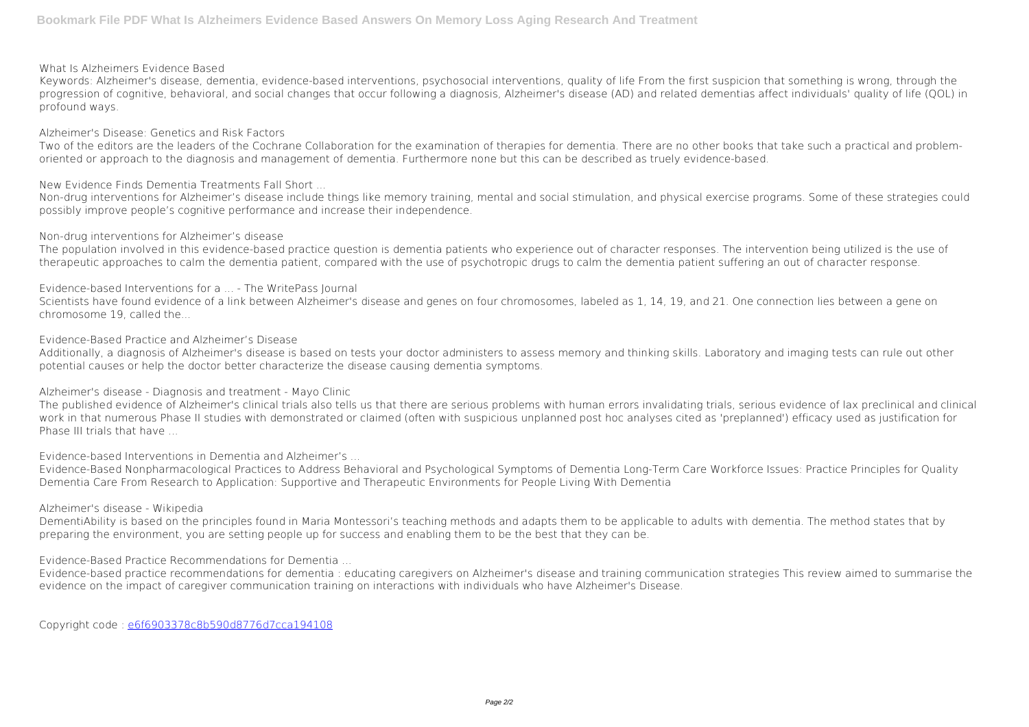**What Is Alzheimers Evidence Based**

Keywords: Alzheimer's disease, dementia, evidence-based interventions, psychosocial interventions, quality of life From the first suspicion that something is wrong, through the progression of cognitive, behavioral, and social changes that occur following a diagnosis, Alzheimer's disease (AD) and related dementias affect individuals' quality of life (QOL) in profound ways.

**Alzheimer's Disease: Genetics and Risk Factors**

Two of the editors are the leaders of the Cochrane Collaboration for the examination of therapies for dementia. There are no other books that take such a practical and problem-oriented or approach to the diagnosis and management of dementia. Furthermore none but this can be described as truely evidence-based.

**New Evidence Finds Dementia Treatments Fall Short ...**

Non-drug interventions for Alzheimer's disease include things like memory training, mental and social stimulation, and physical exercise programs. Some of these strategies could possibly improve people's cognitive performance and increase their independence.

**Non-drug interventions for Alzheimer's disease**

The population involved in this evidence-based practice question is dementia patients who experience out of character responses. The intervention being utilized is the use of therapeutic approaches to calm the dementia patient, compared with the use of psychotropic drugs to calm the dementia patient suffering an out of character response.

**Evidence-based Interventions for a ... - The WritePass Journal**

Scientists have found evidence of a link between Alzheimer's disease and genes on four chromosomes, labeled as 1, 14, 19, and 21. One connection lies between a gene on chromosome 19, called the...

**Evidence-Based Practice and Alzheimer's Disease**

Additionally, a diagnosis of Alzheimer's disease is based on tests your doctor administers to assess memory and thinking skills. Laboratory and imaging tests can rule out other potential causes or help the doctor better characterize the disease causing dementia symptoms.

**Alzheimer's disease - Diagnosis and treatment - Mayo Clinic**

The published evidence of Alzheimer's clinical trials also tells us that there are serious problems with human errors invalidating trials, serious evidence of lax preclinical and clinical work in that numerous Phase II studies with demonstrated or claimed (often with suspicious unplanned post hoc analyses cited as 'preplanned') efficacy used as justification for Phase III trials that have ...

**Evidence-based Interventions in Dementia and Alzheimer's ...**

Evidence-Based Nonpharmacological Practices to Address Behavioral and Psychological Symptoms of Dementia Long-Term Care Workforce Issues: Practice Principles for Quality Dementia Care From Research to Application: Supportive and Therapeutic Environments for People Living With Dementia

**Alzheimer's disease - Wikipedia**

DementiAbility is based on the principles found in Maria Montessori's teaching methods and adapts them to be applicable to adults with dementia. The method states that by preparing the environment, you are setting people up for success and enabling them to be the best that they can be.

**Evidence-Based Practice Recommendations for Dementia ...**

Evidence-based practice recommendations for dementia : educating caregivers on Alzheimer's disease and training communication strategies This review aimed to summarise the evidence on the impact of caregiver communication training on interactions with individuals who have Alzheimer's Disease.

Copyright code : e6f6903378c8b590d8776d7cca194108